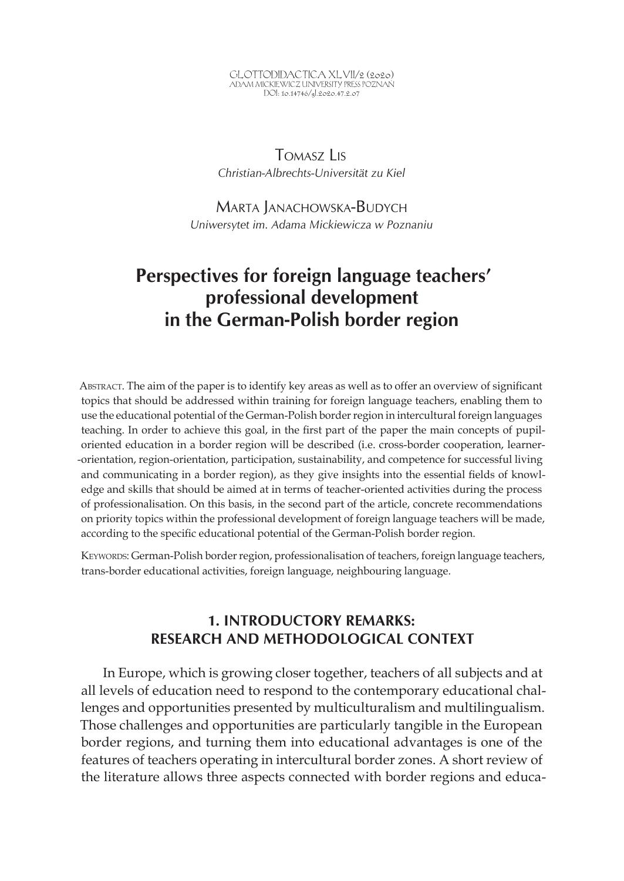GLOTTODIDACTICA XLVII/2 (2020)
ADAM MICKIEWICZ UNIVERSITY PRESS POZNAŃ
DOI: 10.14746/gl.2020.47.2.07

TOMASZ LIS
*Christian-Albrechts-Universität zu Kiel*

MARTA JANACHOWSKA-BUDYCH
*Uniwersytet im. Adama Mickiewicza w Poznaniu*

# Perspectives for foreign language teachers' professional development in the German-Polish border region

ABSTRACT. The aim of the paper is to identify key areas as well as to offer an overview of significant topics that should be addressed within training for foreign language teachers, enabling them to use the educational potential of the German-Polish border region in intercultural foreign languages teaching. In order to achieve this goal, in the first part of the paper the main concepts of pupil-oriented education in a border region will be described (i.e. cross-border cooperation, learner-orientation, region-orientation, participation, sustainability, and competence for successful living and communicating in a border region), as they give insights into the essential fields of knowledge and skills that should be aimed at in terms of teacher-oriented activities during the process of professionalisation. On this basis, in the second part of the article, concrete recommendations on priority topics within the professional development of foreign language teachers will be made, according to the specific educational potential of the German-Polish border region.

KEYWORDS: German-Polish border region, professionalisation of teachers, foreign language teachers, trans-border educational activities, foreign language, neighbouring language.

## 1. INTRODUCTORY REMARKS: RESEARCH AND METHODOLOGICAL CONTEXT

In Europe, which is growing closer together, teachers of all subjects and at all levels of education need to respond to the contemporary educational challenges and opportunities presented by multiculturalism and multilingualism. Those challenges and opportunities are particularly tangible in the European border regions, and turning them into educational advantages is one of the features of teachers operating in intercultural border zones. A short review of the literature allows three aspects connected with border regions and educa-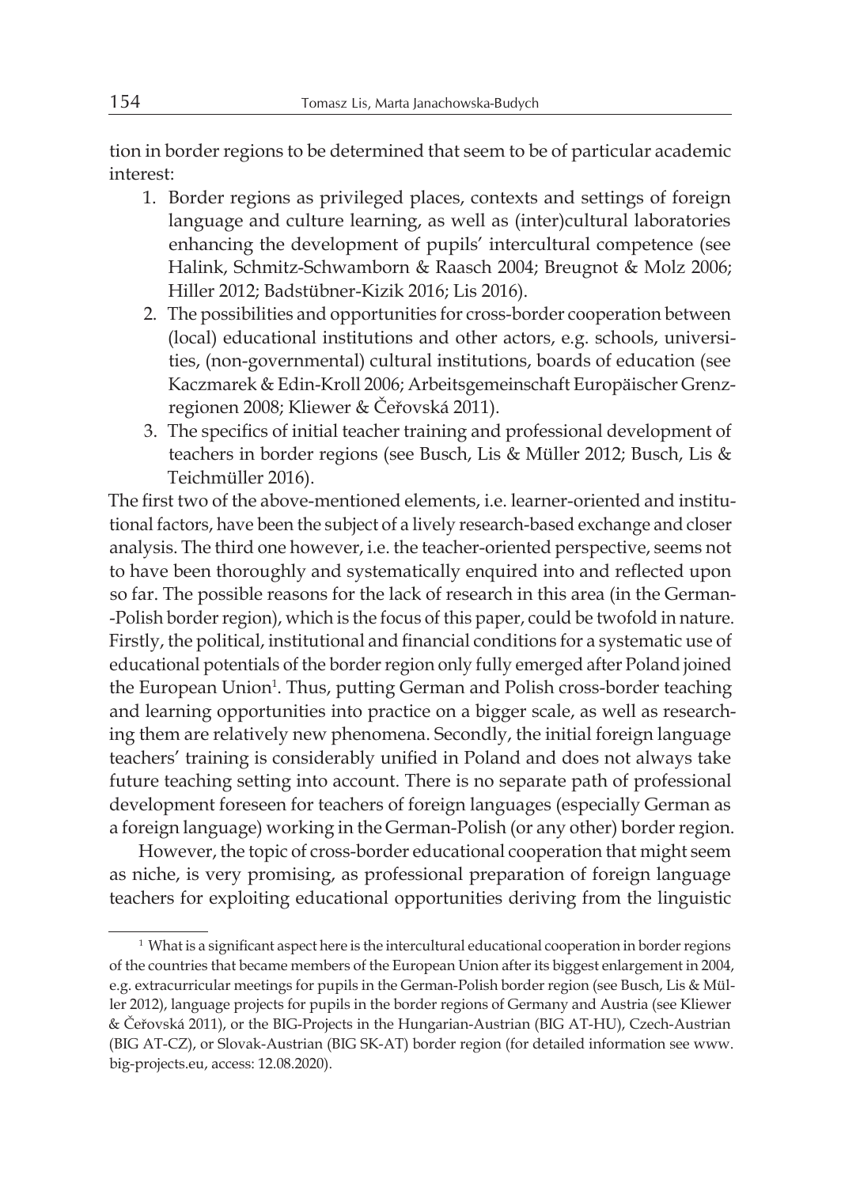tion in border regions to be determined that seem to be of particular academic interest:

1. Border regions as privileged places, contexts and settings of foreign language and culture learning, as well as (inter)cultural laboratories enhancing the development of pupils' intercultural competence (see Halink, Schmitz-Schwamborn & Raasch 2004; Breugnot & Molz 2006; Hiller 2012; Badstübner-Kizik 2016; Lis 2016).
2. The possibilities and opportunities for cross-border cooperation between (local) educational institutions and other actors, e.g. schools, universities, (non-governmental) cultural institutions, boards of education (see Kaczmarek & Edin-Kroll 2006; Arbeitsgemeinschaft Europäischer Grenzregionen 2008; Kliewer & Čeřovská 2011).
3. The specifics of initial teacher training and professional development of teachers in border regions (see Busch, Lis & Müller 2012; Busch, Lis & Teichmüller 2016).

The first two of the above-mentioned elements, i.e. learner-oriented and institutional factors, have been the subject of a lively research-based exchange and closer analysis. The third one however, i.e. the teacher-oriented perspective, seems not to have been thoroughly and systematically enquired into and reflected upon so far. The possible reasons for the lack of research in this area (in the German--Polish border region), which is the focus of this paper, could be twofold in nature. Firstly, the political, institutional and financial conditions for a systematic use of educational potentials of the border region only fully emerged after Poland joined the European Union[1]. Thus, putting German and Polish cross-border teaching and learning opportunities into practice on a bigger scale, as well as researching them are relatively new phenomena. Secondly, the initial foreign language teachers' training is considerably unified in Poland and does not always take future teaching setting into account. There is no separate path of professional development foreseen for teachers of foreign languages (especially German as a foreign language) working in the German-Polish (or any other) border region.

However, the topic of cross-border educational cooperation that might seem as niche, is very promising, as professional preparation of foreign language teachers for exploiting educational opportunities deriving from the linguistic

[1] What is a significant aspect here is the intercultural educational cooperation in border regions of the countries that became members of the European Union after its biggest enlargement in 2004, e.g. extracurricular meetings for pupils in the German-Polish border region (see Busch, Lis & Müller 2012), language projects for pupils in the border regions of Germany and Austria (see Kliewer & Čeřovská 2011), or the BIG-Projects in the Hungarian-Austrian (BIG AT-HU), Czech-Austrian (BIG AT-CZ), or Slovak-Austrian (BIG SK-AT) border region (for detailed information see www.big-projects.eu, access: 12.08.2020).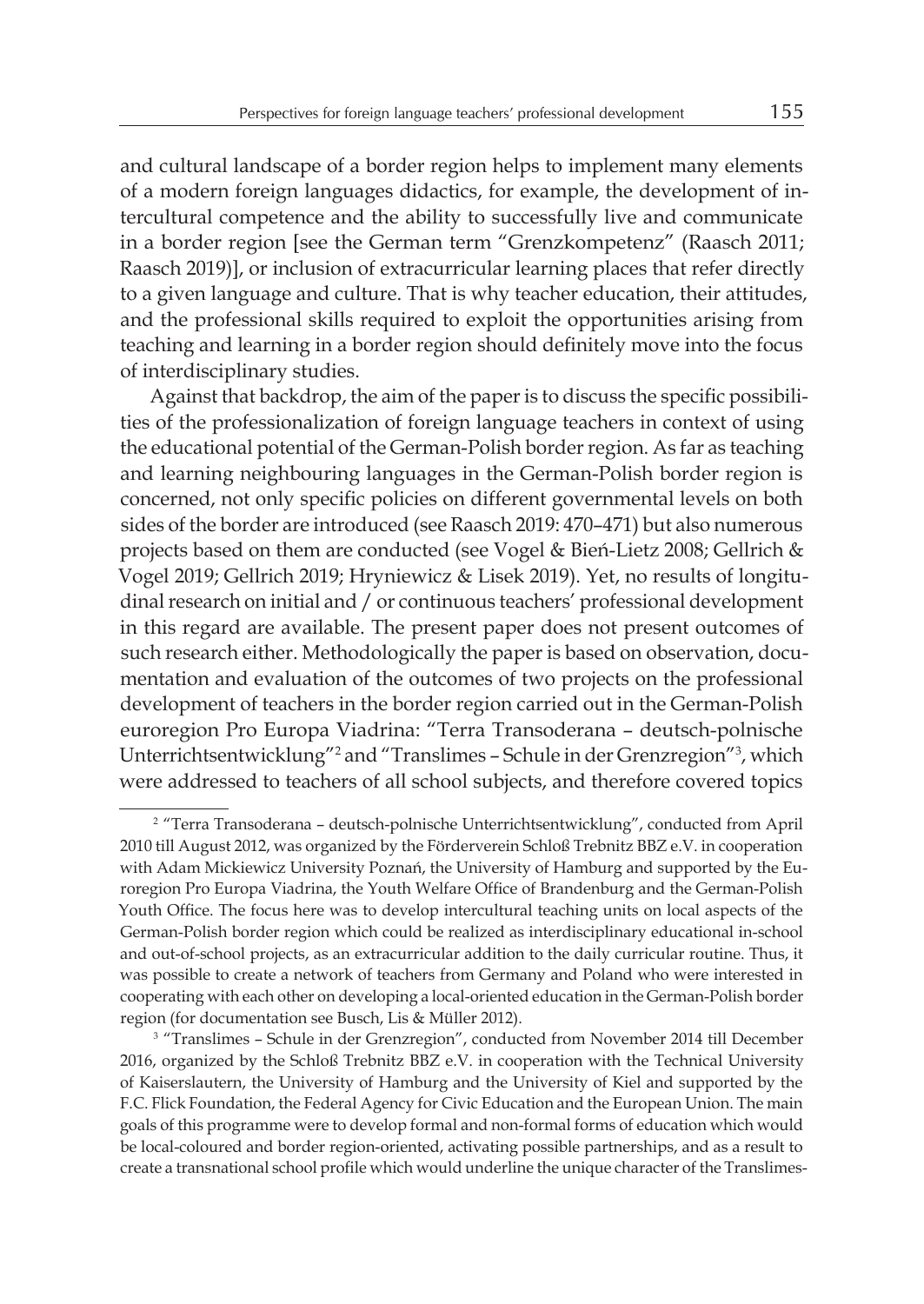and cultural landscape of a border region helps to implement many elements of a modern foreign languages didactics, for example, the development of intercultural competence and the ability to successfully live and communicate in a border region [see the German term "Grenzkompetenz" (Raasch 2011; Raasch 2019)], or inclusion of extracurricular learning places that refer directly to a given language and culture. That is why teacher education, their attitudes, and the professional skills required to exploit the opportunities arising from teaching and learning in a border region should definitely move into the focus of interdisciplinary studies.

Against that backdrop, the aim of the paper is to discuss the specific possibilities of the professionalization of foreign language teachers in context of using the educational potential of the German-Polish border region. As far as teaching and learning neighbouring languages in the German-Polish border region is concerned, not only specific policies on different governmental levels on both sides of the border are introduced (see Raasch 2019: 470–471) but also numerous projects based on them are conducted (see Vogel & Bień-Lietz 2008; Gellrich & Vogel 2019; Gellrich 2019; Hryniewicz & Lisek 2019). Yet, no results of longitudinal research on initial and / or continuous teachers' professional development in this regard are available. The present paper does not present outcomes of such research either. Methodologically the paper is based on observation, documentation and evaluation of the outcomes of two projects on the professional development of teachers in the border region carried out in the German-Polish euroregion Pro Europa Viadrina: "Terra Transoderana – deutsch-polnische Unterrichtsentwicklung"[2] and "Translimes – Schule in der Grenzregion"[3], which were addressed to teachers of all school subjects, and therefore covered topics

[2] "Terra Transoderana – deutsch-polnische Unterrichtsentwicklung", conducted from April 2010 till August 2012, was organized by the Förderverein Schloß Trebnitz BBZ e.V. in cooperation with Adam Mickiewicz University Poznań, the University of Hamburg and supported by the Euroregion Pro Europa Viadrina, the Youth Welfare Office of Brandenburg and the German-Polish Youth Office. The focus here was to develop intercultural teaching units on local aspects of the German-Polish border region which could be realized as interdisciplinary educational in-school and out-of-school projects, as an extracurricular addition to the daily curricular routine. Thus, it was possible to create a network of teachers from Germany and Poland who were interested in cooperating with each other on developing a local-oriented education in the German-Polish border region (for documentation see Busch, Lis & Müller 2012).

[3] "Translimes – Schule in der Grenzregion", conducted from November 2014 till December 2016, organized by the Schloß Trebnitz BBZ e.V. in cooperation with the Technical University of Kaiserslautern, the University of Hamburg and the University of Kiel and supported by the F.C. Flick Foundation, the Federal Agency for Civic Education and the European Union. The main goals of this programme were to develop formal and non-formal forms of education which would be local-coloured and border region-oriented, activating possible partnerships, and as a result to create a transnational school profile which would underline the unique character of the Translimes-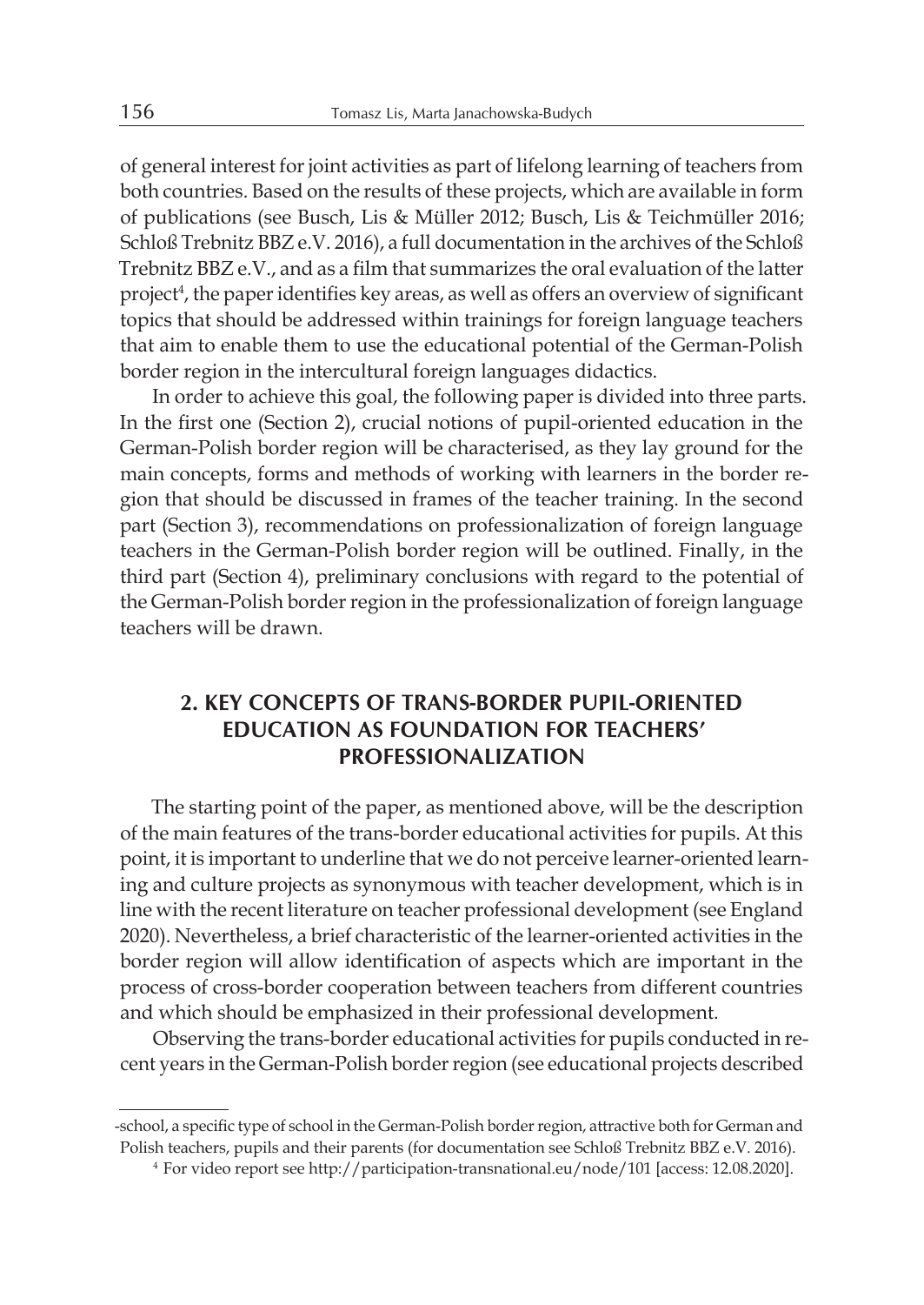of general interest for joint activities as part of lifelong learning of teachers from both countries. Based on the results of these projects, which are available in form of publications (see Busch, Lis & Müller 2012; Busch, Lis & Teichmüller 2016; Schloß Trebnitz BBZ e.V. 2016), a full documentation in the archives of the Schloß Trebnitz BBZ e.V., and as a film that summarizes the oral evaluation of the latter project[4], the paper identifies key areas, as well as offers an overview of significant topics that should be addressed within trainings for foreign language teachers that aim to enable them to use the educational potential of the German-Polish border region in the intercultural foreign languages didactics.

In order to achieve this goal, the following paper is divided into three parts. In the first one (Section 2), crucial notions of pupil-oriented education in the German-Polish border region will be characterised, as they lay ground for the main concepts, forms and methods of working with learners in the border region that should be discussed in frames of the teacher training. In the second part (Section 3), recommendations on professionalization of foreign language teachers in the German-Polish border region will be outlined. Finally, in the third part (Section 4), preliminary conclusions with regard to the potential of the German-Polish border region in the professionalization of foreign language teachers will be drawn.

## 2. KEY CONCEPTS OF TRANS-BORDER PUPIL-ORIENTED EDUCATION AS FOUNDATION FOR TEACHERS' PROFESSIONALIZATION

The starting point of the paper, as mentioned above, will be the description of the main features of the trans-border educational activities for pupils. At this point, it is important to underline that we do not perceive learner-oriented learning and culture projects as synonymous with teacher development, which is in line with the recent literature on teacher professional development (see England 2020). Nevertheless, a brief characteristic of the learner-oriented activities in the border region will allow identification of aspects which are important in the process of cross-border cooperation between teachers from different countries and which should be emphasized in their professional development.

Observing the trans-border educational activities for pupils conducted in recent years in the German-Polish border region (see educational projects described

-school, a specific type of school in the German-Polish border region, attractive both for German and Polish teachers, pupils and their parents (for documentation see Schloß Trebnitz BBZ e.V. 2016).

[4] For video report see http://participation-transnational.eu/node/101 [access: 12.08.2020].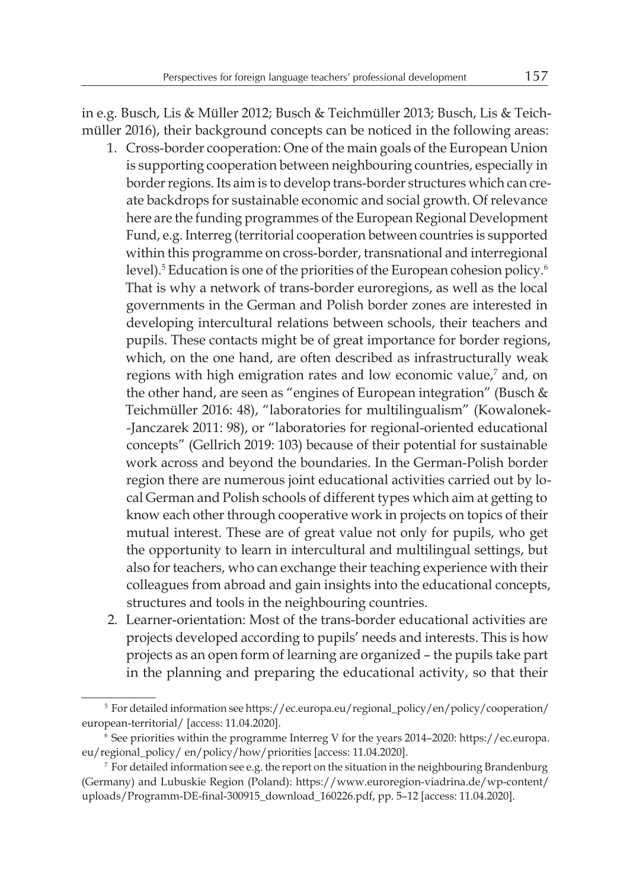in e.g. Busch, Lis & Müller 2012; Busch & Teichmüller 2013; Busch, Lis & Teichmüller 2016), their background concepts can be noticed in the following areas:

1. Cross-border cooperation: One of the main goals of the European Union is supporting cooperation between neighbouring countries, especially in border regions. Its aim is to develop trans-border structures which can create backdrops for sustainable economic and social growth. Of relevance here are the funding programmes of the European Regional Development Fund, e.g. Interreg (territorial cooperation between countries is supported within this programme on cross-border, transnational and interregional level).[5] Education is one of the priorities of the European cohesion policy.[6] That is why a network of trans-border euroregions, as well as the local governments in the German and Polish border zones are interested in developing intercultural relations between schools, their teachers and pupils. These contacts might be of great importance for border regions, which, on the one hand, are often described as infrastructurally weak regions with high emigration rates and low economic value,[7] and, on the other hand, are seen as "engines of European integration" (Busch & Teichmüller 2016: 48), "laboratories for multilingualism" (Kowalonek-Janczarek 2011: 98), or "laboratories for regional-oriented educational concepts" (Gellrich 2019: 103) because of their potential for sustainable work across and beyond the boundaries. In the German-Polish border region there are numerous joint educational activities carried out by local German and Polish schools of different types which aim at getting to know each other through cooperative work in projects on topics of their mutual interest. These are of great value not only for pupils, who get the opportunity to learn in intercultural and multilingual settings, but also for teachers, who can exchange their teaching experience with their colleagues from abroad and gain insights into the educational concepts, structures and tools in the neighbouring countries.
2. Learner-orientation: Most of the trans-border educational activities are projects developed according to pupils' needs and interests. This is how projects as an open form of learning are organized – the pupils take part in the planning and preparing the educational activity, so that their

---

[5] For detailed information see https://ec.europa.eu/regional_policy/en/policy/cooperation/european-territorial/ [access: 11.04.2020].

[6] See priorities within the programme Interreg V for the years 2014–2020: https://ec.europa.eu/regional_policy/ en/policy/how/priorities [access: 11.04.2020].

[7] For detailed information see e.g. the report on the situation in the neighbouring Brandenburg (Germany) and Lubuskie Region (Poland): https://www.euroregion-viadrina.de/wp-content/uploads/Programm-DE-final-300915_download_160226.pdf, pp. 5–12 [access: 11.04.2020].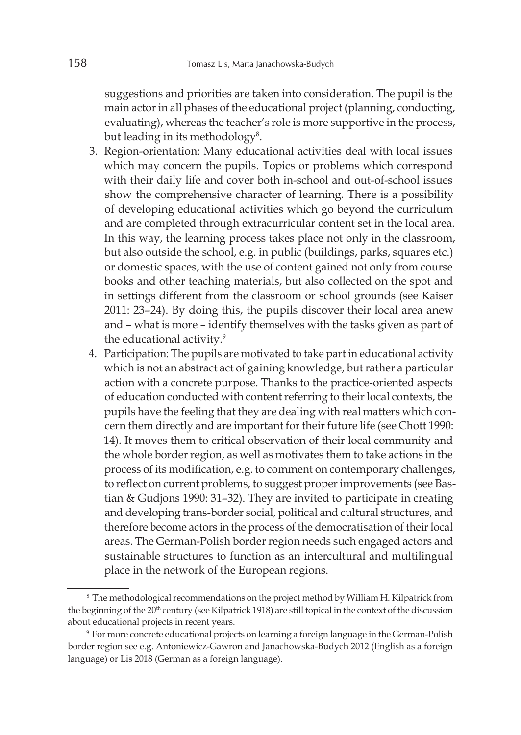suggestions and priorities are taken into consideration. The pupil is the main actor in all phases of the educational project (planning, conducting, evaluating), whereas the teacher's role is more supportive in the process, but leading in its methodology[8].

3. Region-orientation: Many educational activities deal with local issues which may concern the pupils. Topics or problems which correspond with their daily life and cover both in-school and out-of-school issues show the comprehensive character of learning. There is a possibility of developing educational activities which go beyond the curriculum and are completed through extracurricular content set in the local area. In this way, the learning process takes place not only in the classroom, but also outside the school, e.g. in public (buildings, parks, squares etc.) or domestic spaces, with the use of content gained not only from course books and other teaching materials, but also collected on the spot and in settings different from the classroom or school grounds (see Kaiser 2011: 23–24). By doing this, the pupils discover their local area anew and – what is more – identify themselves with the tasks given as part of the educational activity.[9]
4. Participation: The pupils are motivated to take part in educational activity which is not an abstract act of gaining knowledge, but rather a particular action with a concrete purpose. Thanks to the practice-oriented aspects of education conducted with content referring to their local contexts, the pupils have the feeling that they are dealing with real matters which concern them directly and are important for their future life (see Chott 1990: 14). It moves them to critical observation of their local community and the whole border region, as well as motivates them to take actions in the process of its modification, e.g. to comment on contemporary challenges, to reflect on current problems, to suggest proper improvements (see Bastian & Gudjons 1990: 31–32). They are invited to participate in creating and developing trans-border social, political and cultural structures, and therefore become actors in the process of the democratisation of their local areas. The German-Polish border region needs such engaged actors and sustainable structures to function as an intercultural and multilingual place in the network of the European regions.

---

[8] The methodological recommendations on the project method by William H. Kilpatrick from the beginning of the 20th century (see Kilpatrick 1918) are still topical in the context of the discussion about educational projects in recent years.

[9] For more concrete educational projects on learning a foreign language in the German-Polish border region see e.g. Antoniewicz-Gawron and Janachowska-Budych 2012 (English as a foreign language) or Lis 2018 (German as a foreign language).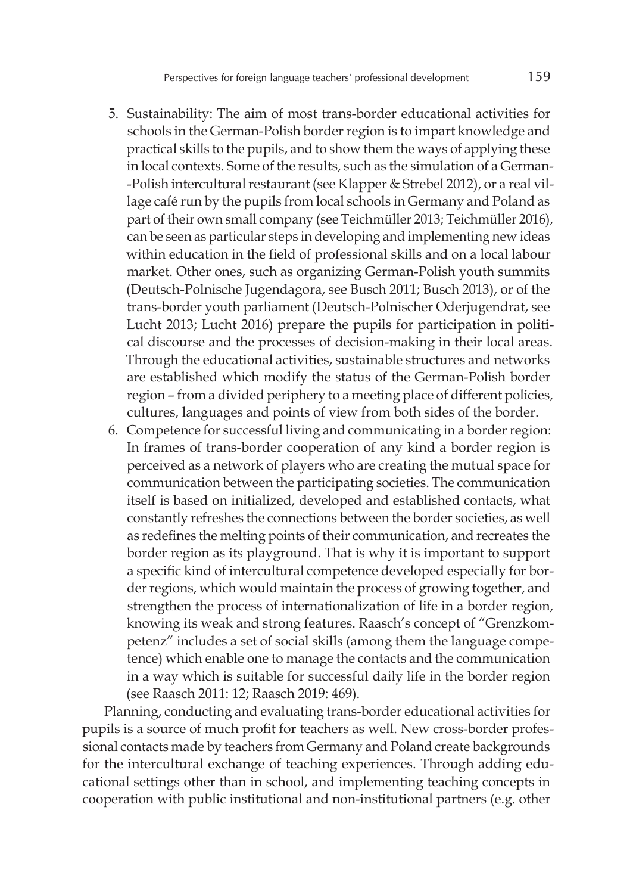5. Sustainability: The aim of most trans-border educational activities for schools in the German-Polish border region is to impart knowledge and practical skills to the pupils, and to show them the ways of applying these in local contexts. Some of the results, such as the simulation of a German-Polish intercultural restaurant (see Klapper & Strebel 2012), or a real village café run by the pupils from local schools in Germany and Poland as part of their own small company (see Teichmüller 2013; Teichmüller 2016), can be seen as particular steps in developing and implementing new ideas within education in the field of professional skills and on a local labour market. Other ones, such as organizing German-Polish youth summits (Deutsch-Polnische Jugendagora, see Busch 2011; Busch 2013), or of the trans-border youth parliament (Deutsch-Polnischer Oderjugendrat, see Lucht 2013; Lucht 2016) prepare the pupils for participation in political discourse and the processes of decision-making in their local areas. Through the educational activities, sustainable structures and networks are established which modify the status of the German-Polish border region – from a divided periphery to a meeting place of different policies, cultures, languages and points of view from both sides of the border.
6. Competence for successful living and communicating in a border region: In frames of trans-border cooperation of any kind a border region is perceived as a network of players who are creating the mutual space for communication between the participating societies. The communication itself is based on initialized, developed and established contacts, what constantly refreshes the connections between the border societies, as well as redefines the melting points of their communication, and recreates the border region as its playground. That is why it is important to support a specific kind of intercultural competence developed especially for border regions, which would maintain the process of growing together, and strengthen the process of internationalization of life in a border region, knowing its weak and strong features. Raasch's concept of "Grenzkompetenz" includes a set of social skills (among them the language competence) which enable one to manage the contacts and the communication in a way which is suitable for successful daily life in the border region (see Raasch 2011: 12; Raasch 2019: 469).

Planning, conducting and evaluating trans-border educational activities for pupils is a source of much profit for teachers as well. New cross-border professional contacts made by teachers from Germany and Poland create backgrounds for the intercultural exchange of teaching experiences. Through adding educational settings other than in school, and implementing teaching concepts in cooperation with public institutional and non-institutional partners (e.g. other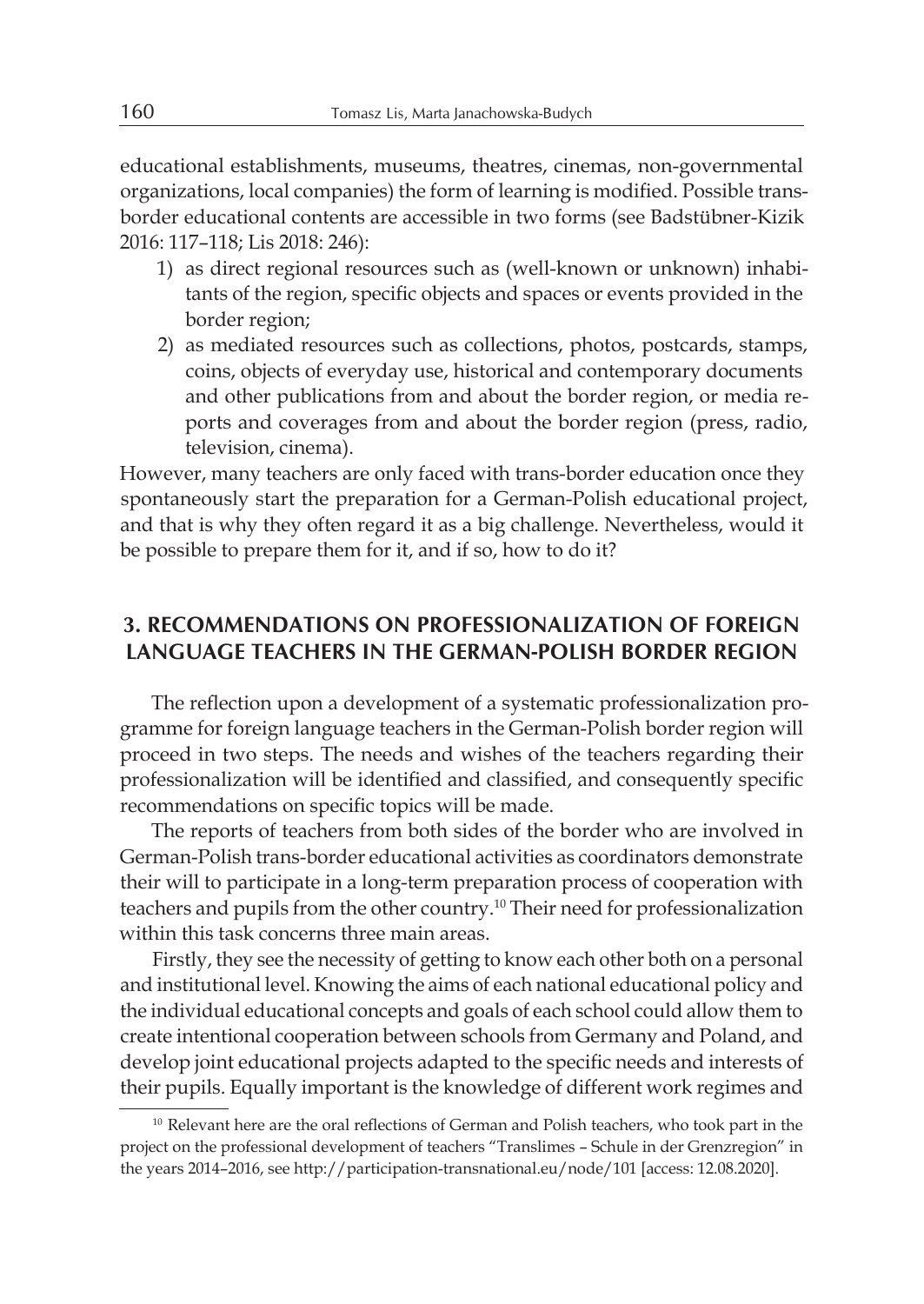educational establishments, museums, theatres, cinemas, non-governmental organizations, local companies) the form of learning is modified. Possible trans-border educational contents are accessible in two forms (see Badstübner-Kizik 2016: 117–118; Lis 2018: 246):

1) as direct regional resources such as (well-known or unknown) inhabitants of the region, specific objects and spaces or events provided in the border region;
2) as mediated resources such as collections, photos, postcards, stamps, coins, objects of everyday use, historical and contemporary documents and other publications from and about the border region, or media reports and coverages from and about the border region (press, radio, television, cinema).

However, many teachers are only faced with trans-border education once they spontaneously start the preparation for a German-Polish educational project, and that is why they often regard it as a big challenge. Nevertheless, would it be possible to prepare them for it, and if so, how to do it?

## 3. RECOMMENDATIONS ON PROFESSIONALIZATION OF FOREIGN LANGUAGE TEACHERS IN THE GERMAN-POLISH BORDER REGION

The reflection upon a development of a systematic professionalization programme for foreign language teachers in the German-Polish border region will proceed in two steps. The needs and wishes of the teachers regarding their professionalization will be identified and classified, and consequently specific recommendations on specific topics will be made.

The reports of teachers from both sides of the border who are involved in German-Polish trans-border educational activities as coordinators demonstrate their will to participate in a long-term preparation process of cooperation with teachers and pupils from the other country.[10] Their need for professionalization within this task concerns three main areas.

Firstly, they see the necessity of getting to know each other both on a personal and institutional level. Knowing the aims of each national educational policy and the individual educational concepts and goals of each school could allow them to create intentional cooperation between schools from Germany and Poland, and develop joint educational projects adapted to the specific needs and interests of their pupils. Equally important is the knowledge of different work regimes and

[10] Relevant here are the oral reflections of German and Polish teachers, who took part in the project on the professional development of teachers "Translimes – Schule in der Grenzregion" in the years 2014–2016, see http://participation-transnational.eu/node/101 [access: 12.08.2020].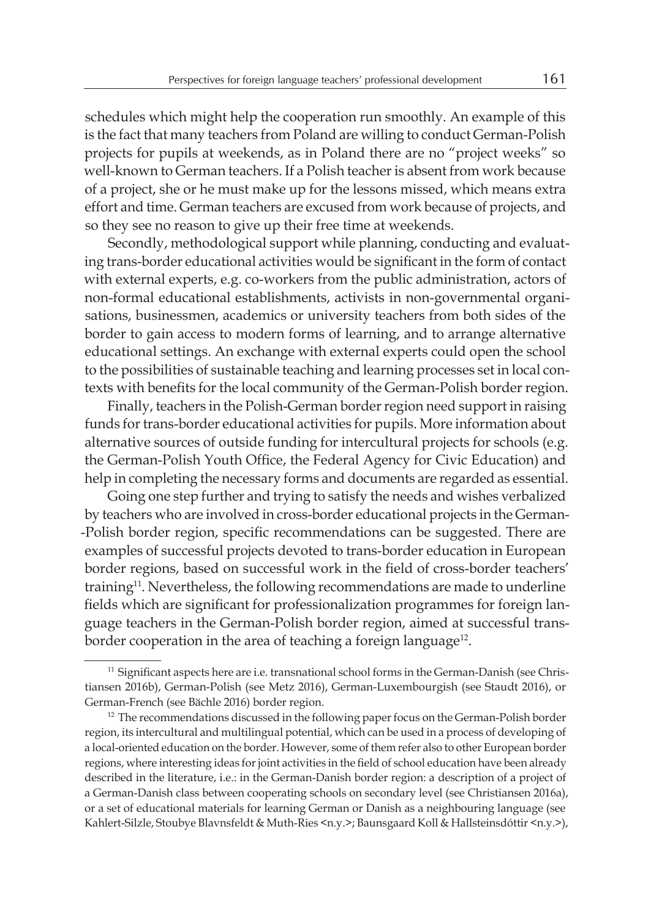schedules which might help the cooperation run smoothly. An example of this is the fact that many teachers from Poland are willing to conduct German-Polish projects for pupils at weekends, as in Poland there are no "project weeks" so well-known to German teachers. If a Polish teacher is absent from work because of a project, she or he must make up for the lessons missed, which means extra effort and time. German teachers are excused from work because of projects, and so they see no reason to give up their free time at weekends.

Secondly, methodological support while planning, conducting and evaluating trans-border educational activities would be significant in the form of contact with external experts, e.g. co-workers from the public administration, actors of non-formal educational establishments, activists in non-governmental organisations, businessmen, academics or university teachers from both sides of the border to gain access to modern forms of learning, and to arrange alternative educational settings. An exchange with external experts could open the school to the possibilities of sustainable teaching and learning processes set in local contexts with benefits for the local community of the German-Polish border region.

Finally, teachers in the Polish-German border region need support in raising funds for trans-border educational activities for pupils. More information about alternative sources of outside funding for intercultural projects for schools (e.g. the German-Polish Youth Office, the Federal Agency for Civic Education) and help in completing the necessary forms and documents are regarded as essential.

Going one step further and trying to satisfy the needs and wishes verbalized by teachers who are involved in cross-border educational projects in the German-Polish border region, specific recommendations can be suggested. There are examples of successful projects devoted to trans-border education in European border regions, based on successful work in the field of cross-border teachers' training[11]. Nevertheless, the following recommendations are made to underline fields which are significant for professionalization programmes for foreign language teachers in the German-Polish border region, aimed at successful trans-border cooperation in the area of teaching a foreign language[12].

---

[11] Significant aspects here are i.e. transnational school forms in the German-Danish (see Christiansen 2016b), German-Polish (see Metz 2016), German-Luxembourgish (see Staudt 2016), or German-French (see Bächle 2016) border region.

[12] The recommendations discussed in the following paper focus on the German-Polish border region, its intercultural and multilingual potential, which can be used in a process of developing of a local-oriented education on the border. However, some of them refer also to other European border regions, where interesting ideas for joint activities in the field of school education have been already described in the literature, i.e.: in the German-Danish border region: a description of a project of a German-Danish class between cooperating schools on secondary level (see Christiansen 2016a), or a set of educational materials for learning German or Danish as a neighbouring language (see Kahlert-Silzle, Stoubye Blavnsfeldt & Muth-Ries <n.y.>; Baunsgaard Koll & Hallsteinsdóttir <n.y.>),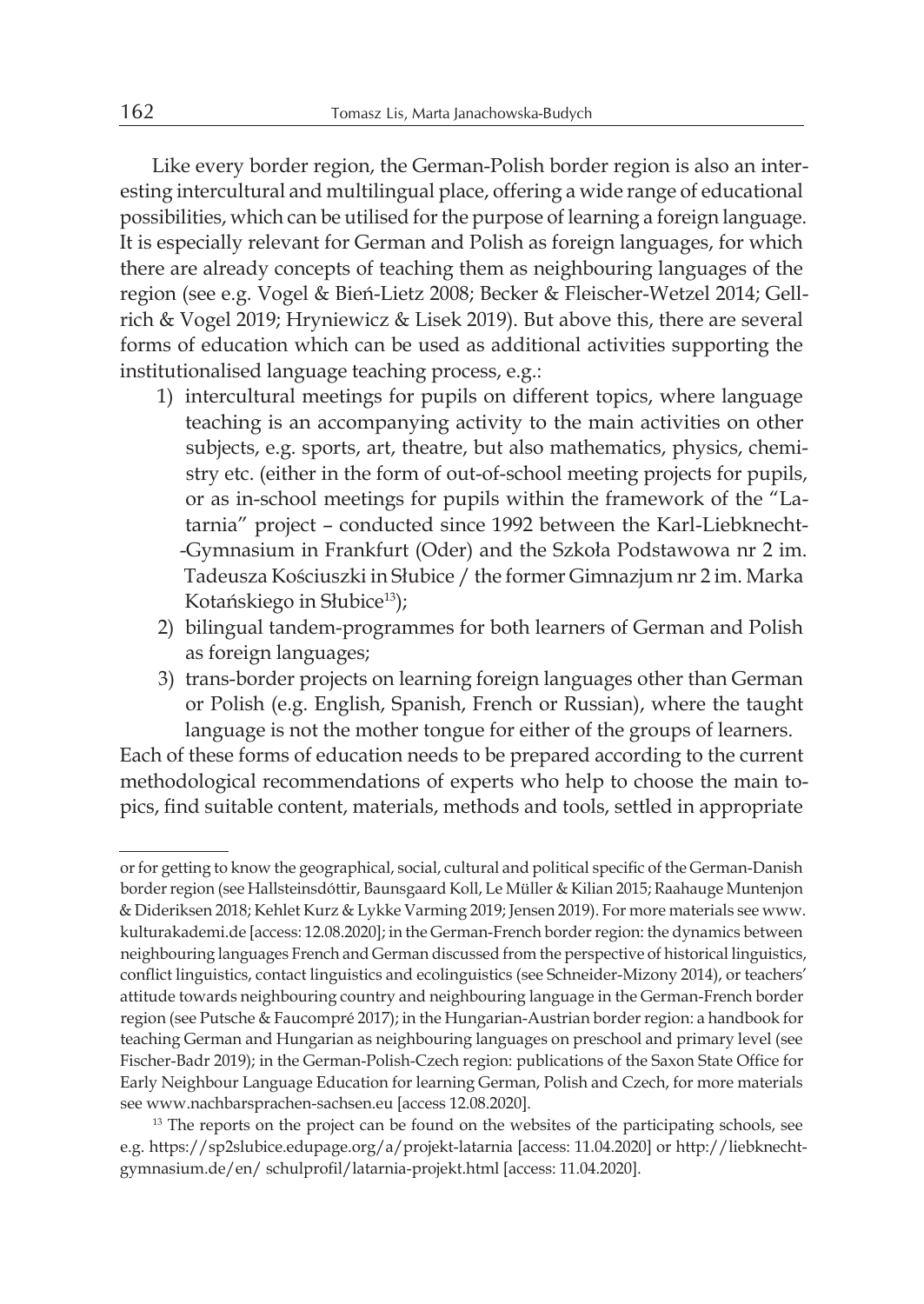Like every border region, the German-Polish border region is also an interesting intercultural and multilingual place, offering a wide range of educational possibilities, which can be utilised for the purpose of learning a foreign language. It is especially relevant for German and Polish as foreign languages, for which there are already concepts of teaching them as neighbouring languages of the region (see e.g. Vogel & Bień-Lietz 2008; Becker & Fleischer-Wetzel 2014; Gellrich & Vogel 2019; Hryniewicz & Lisek 2019). But above this, there are several forms of education which can be used as additional activities supporting the institutionalised language teaching process, e.g.:

1) intercultural meetings for pupils on different topics, where language teaching is an accompanying activity to the main activities on other subjects, e.g. sports, art, theatre, but also mathematics, physics, chemistry etc. (either in the form of out-of-school meeting projects for pupils, or as in-school meetings for pupils within the framework of the "Latarnia" project – conducted since 1992 between the Karl-Liebknecht-Gymnasium in Frankfurt (Oder) and the Szkoła Podstawowa nr 2 im. Tadeusza Kościuszki in Słubice / the former Gimnazjum nr 2 im. Marka Kotańskiego in Słubice[13]);
2) bilingual tandem-programmes for both learners of German and Polish as foreign languages;
3) trans-border projects on learning foreign languages other than German or Polish (e.g. English, Spanish, French or Russian), where the taught language is not the mother tongue for either of the groups of learners.

Each of these forms of education needs to be prepared according to the current methodological recommendations of experts who help to choose the main topics, find suitable content, materials, methods and tools, settled in appropriate

---

or for getting to know the geographical, social, cultural and political specific of the German-Danish border region (see Hallsteinsdóttir, Baunsgaard Koll, Le Müller & Kilian 2015; Raahauge Muntenjon & Dideriksen 2018; Kehlet Kurz & Lykke Varming 2019; Jensen 2019). For more materials see www.kulturakademi.de [access: 12.08.2020]; in the German-French border region: the dynamics between neighbouring languages French and German discussed from the perspective of historical linguistics, conflict linguistics, contact linguistics and ecolinguistics (see Schneider-Mizony 2014), or teachers' attitude towards neighbouring country and neighbouring language in the German-French border region (see Putsche & Faucompré 2017); in the Hungarian-Austrian border region: a handbook for teaching German and Hungarian as neighbouring languages on preschool and primary level (see Fischer-Badr 2019); in the German-Polish-Czech region: publications of the Saxon State Office for Early Neighbour Language Education for learning German, Polish and Czech, for more materials see www.nachbarsprachen-sachsen.eu [access 12.08.2020].

[13] The reports on the project can be found on the websites of the participating schools, see e.g. https://sp2slubice.edupage.org/a/projekt-latarnia [access: 11.04.2020] or http://liebknecht-gymnasium.de/en/ schulprofil/latarnia-projekt.html [access: 11.04.2020].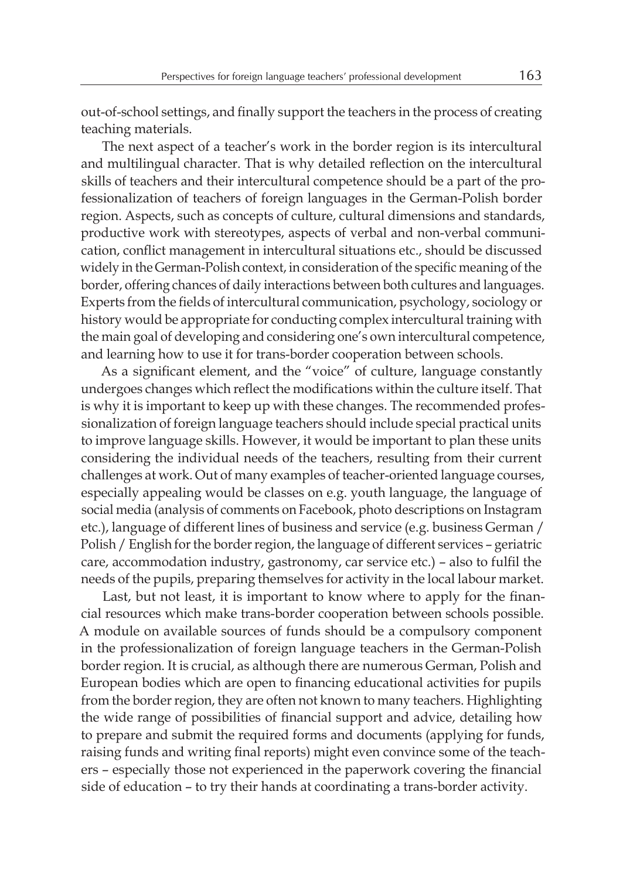out-of-school settings, and finally support the teachers in the process of creating teaching materials.

The next aspect of a teacher's work in the border region is its intercultural and multilingual character. That is why detailed reflection on the intercultural skills of teachers and their intercultural competence should be a part of the professionalization of teachers of foreign languages in the German-Polish border region. Aspects, such as concepts of culture, cultural dimensions and standards, productive work with stereotypes, aspects of verbal and non-verbal communication, conflict management in intercultural situations etc., should be discussed widely in the German-Polish context, in consideration of the specific meaning of the border, offering chances of daily interactions between both cultures and languages. Experts from the fields of intercultural communication, psychology, sociology or history would be appropriate for conducting complex intercultural training with the main goal of developing and considering one's own intercultural competence, and learning how to use it for trans-border cooperation between schools.

As a significant element, and the "voice" of culture, language constantly undergoes changes which reflect the modifications within the culture itself. That is why it is important to keep up with these changes. The recommended professionalization of foreign language teachers should include special practical units to improve language skills. However, it would be important to plan these units considering the individual needs of the teachers, resulting from their current challenges at work. Out of many examples of teacher-oriented language courses, especially appealing would be classes on e.g. youth language, the language of social media (analysis of comments on Facebook, photo descriptions on Instagram etc.), language of different lines of business and service (e.g. business German / Polish / English for the border region, the language of different services – geriatric care, accommodation industry, gastronomy, car service etc.) – also to fulfil the needs of the pupils, preparing themselves for activity in the local labour market.

Last, but not least, it is important to know where to apply for the financial resources which make trans-border cooperation between schools possible. A module on available sources of funds should be a compulsory component in the professionalization of foreign language teachers in the German-Polish border region. It is crucial, as although there are numerous German, Polish and European bodies which are open to financing educational activities for pupils from the border region, they are often not known to many teachers. Highlighting the wide range of possibilities of financial support and advice, detailing how to prepare and submit the required forms and documents (applying for funds, raising funds and writing final reports) might even convince some of the teachers – especially those not experienced in the paperwork covering the financial side of education – to try their hands at coordinating a trans-border activity.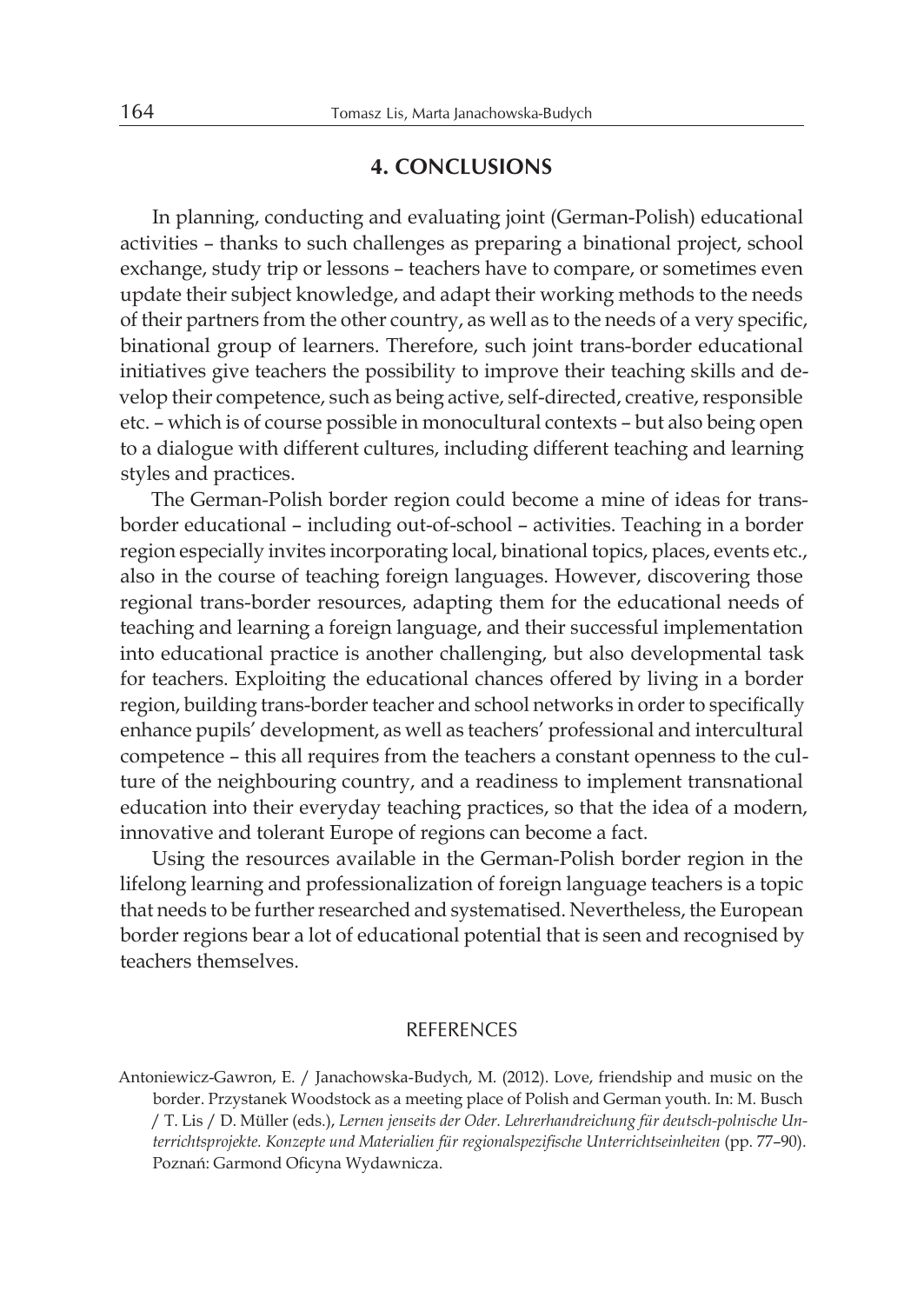## 4. CONCLUSIONS

In planning, conducting and evaluating joint (German-Polish) educational activities – thanks to such challenges as preparing a binational project, school exchange, study trip or lessons – teachers have to compare, or sometimes even update their subject knowledge, and adapt their working methods to the needs of their partners from the other country, as well as to the needs of a very specific, binational group of learners. Therefore, such joint trans-border educational initiatives give teachers the possibility to improve their teaching skills and develop their competence, such as being active, self-directed, creative, responsible etc. – which is of course possible in monocultural contexts – but also being open to a dialogue with different cultures, including different teaching and learning styles and practices.

The German-Polish border region could become a mine of ideas for trans-border educational – including out-of-school – activities. Teaching in a border region especially invites incorporating local, binational topics, places, events etc., also in the course of teaching foreign languages. However, discovering those regional trans-border resources, adapting them for the educational needs of teaching and learning a foreign language, and their successful implementation into educational practice is another challenging, but also developmental task for teachers. Exploiting the educational chances offered by living in a border region, building trans-border teacher and school networks in order to specifically enhance pupils' development, as well as teachers' professional and intercultural competence – this all requires from the teachers a constant openness to the culture of the neighbouring country, and a readiness to implement transnational education into their everyday teaching practices, so that the idea of a modern, innovative and tolerant Europe of regions can become a fact.

Using the resources available in the German-Polish border region in the lifelong learning and professionalization of foreign language teachers is a topic that needs to be further researched and systematised. Nevertheless, the European border regions bear a lot of educational potential that is seen and recognised by teachers themselves.

## REFERENCES

Antoniewicz-Gawron, E. / Janachowska-Budych, M. (2012). Love, friendship and music on the border. Przystanek Woodstock as a meeting place of Polish and German youth. In: M. Busch / T. Lis / D. Müller (eds.), *Lernen jenseits der Oder. Lehrerhandreichung für deutsch-polnische Unterrichtsprojekte. Konzepte und Materialien für regionalspezifische Unterrichtseinheiten* (pp. 77–90). Poznań: Garmond Oficyna Wydawnicza.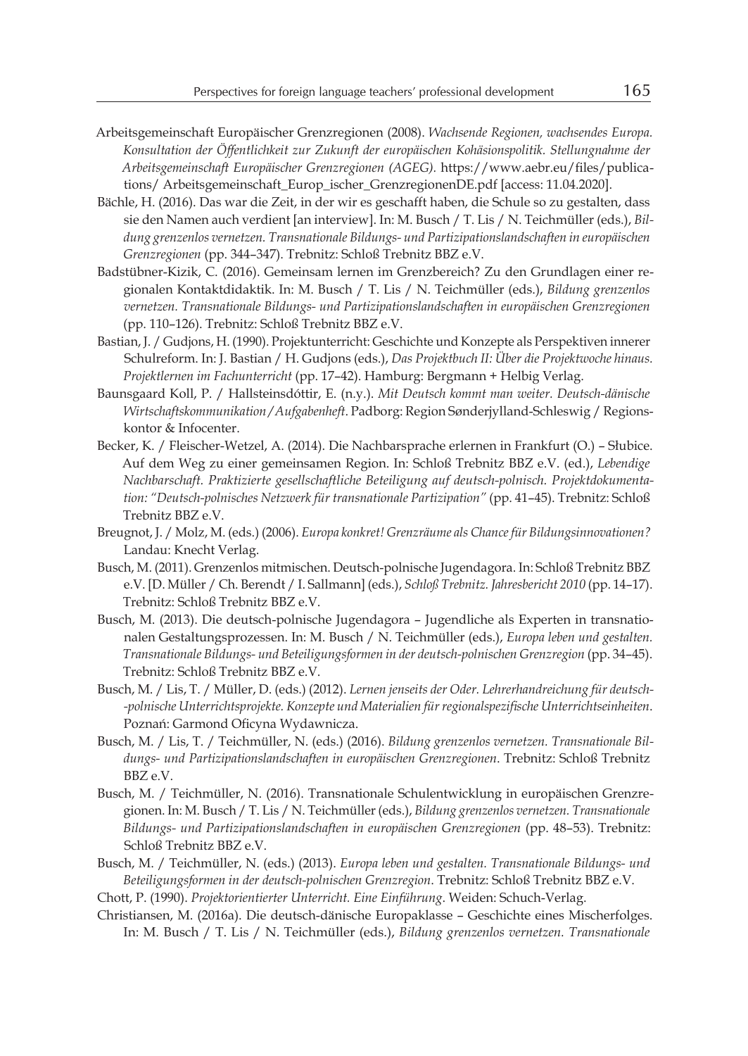Arbeitsgemeinschaft Europäischer Grenzregionen (2008). *Wachsende Regionen, wachsendes Europa. Konsultation der Öffentlichkeit zur Zukunft der europäischen Kohäsionspolitik. Stellungnahme der Arbeitsgemeinschaft Europäischer Grenzregionen (AGEG).* https://www.aebr.eu/files/publications/ Arbeitsgemeinschaft_Europ_ischer_GrenzregionenDE.pdf [access: 11.04.2020].

Bächle, H. (2016). Das war die Zeit, in der wir es geschafft haben, die Schule so zu gestalten, dass sie den Namen auch verdient [an interview]. In: M. Busch / T. Lis / N. Teichmüller (eds.), *Bildung grenzenlos vernetzen. Transnationale Bildungs- und Partizipationslandschaften in europäischen Grenzregionen* (pp. 344–347). Trebnitz: Schloß Trebnitz BBZ e.V.

Badstübner-Kizik, C. (2016). Gemeinsam lernen im Grenzbereich? Zu den Grundlagen einer regionalen Kontaktdidaktik. In: M. Busch / T. Lis / N. Teichmüller (eds.), *Bildung grenzenlos vernetzen. Transnationale Bildungs- und Partizipationslandschaften in europäischen Grenzregionen* (pp. 110–126). Trebnitz: Schloß Trebnitz BBZ e.V.

Bastian, J. / Gudjons, H. (1990). Projektunterricht: Geschichte und Konzepte als Perspektiven innerer Schulreform. In: J. Bastian / H. Gudjons (eds.), *Das Projektbuch II: Über die Projektwoche hinaus. Projektlernen im Fachunterricht* (pp. 17–42). Hamburg: Bergmann + Helbig Verlag.

Baunsgaard Koll, P. / Hallsteinsdóttir, E. (n.y.). *Mit Deutsch kommt man weiter. Deutsch-dänische Wirtschaftskommunikation/Aufgabenheft*. Padborg: Region Sønderjylland-Schleswig / Regionskontor & Infocenter.

Becker, K. / Fleischer-Wetzel, A. (2014). Die Nachbarsprache erlernen in Frankfurt (O.) – Słubice. Auf dem Weg zu einer gemeinsamen Region. In: Schloß Trebnitz BBZ e.V. (ed.), *Lebendige Nachbarschaft. Praktizierte gesellschaftliche Beteiligung auf deutsch-polnisch. Projektdokumentation: "Deutsch-polnisches Netzwerk für transnationale Partizipation"* (pp. 41–45). Trebnitz: Schloß Trebnitz BBZ e.V.

Breugnot, J. / Molz, M. (eds.) (2006). *Europa konkret! Grenzräume als Chance für Bildungsinnovationen?* Landau: Knecht Verlag.

Busch, M. (2011). Grenzenlos mitmischen. Deutsch-polnische Jugendagora. In: Schloß Trebnitz BBZ e.V. [D. Müller / Ch. Berendt / I. Sallmann] (eds.), *Schloß Trebnitz. Jahresbericht 2010* (pp. 14–17). Trebnitz: Schloß Trebnitz BBZ e.V.

Busch, M. (2013). Die deutsch-polnische Jugendagora – Jugendliche als Experten in transnationalen Gestaltungsprozessen. In: M. Busch / N. Teichmüller (eds.), *Europa leben und gestalten. Transnationale Bildungs- und Beteiligungsformen in der deutsch-polnischen Grenzregion* (pp. 34–45). Trebnitz: Schloß Trebnitz BBZ e.V.

Busch, M. / Lis, T. / Müller, D. (eds.) (2012). *Lernen jenseits der Oder. Lehrerhandreichung für deutsch--polnische Unterrichtsprojekte. Konzepte und Materialien für regionalspezifische Unterrichtseinheiten*. Poznań: Garmond Oficyna Wydawnicza.

Busch, M. / Lis, T. / Teichmüller, N. (eds.) (2016). *Bildung grenzenlos vernetzen. Transnationale Bildungs- und Partizipationslandschaften in europäischen Grenzregionen*. Trebnitz: Schloß Trebnitz BBZ e.V.

Busch, M. / Teichmüller, N. (2016). Transnationale Schulentwicklung in europäischen Grenzregionen. In: M. Busch / T. Lis / N. Teichmüller (eds.), *Bildung grenzenlos vernetzen. Transnationale Bildungs- und Partizipationslandschaften in europäischen Grenzregionen* (pp. 48–53). Trebnitz: Schloß Trebnitz BBZ e.V.

Busch, M. / Teichmüller, N. (eds.) (2013). *Europa leben und gestalten. Transnationale Bildungs- und Beteiligungsformen in der deutsch-polnischen Grenzregion*. Trebnitz: Schloß Trebnitz BBZ e.V.

Chott, P. (1990). *Projektorientierter Unterricht. Eine Einführung*. Weiden: Schuch-Verlag.

Christiansen, M. (2016a). Die deutsch-dänische Europaklasse – Geschichte eines Mischerfolges. In: M. Busch / T. Lis / N. Teichmüller (eds.), *Bildung grenzenlos vernetzen. Transnationale*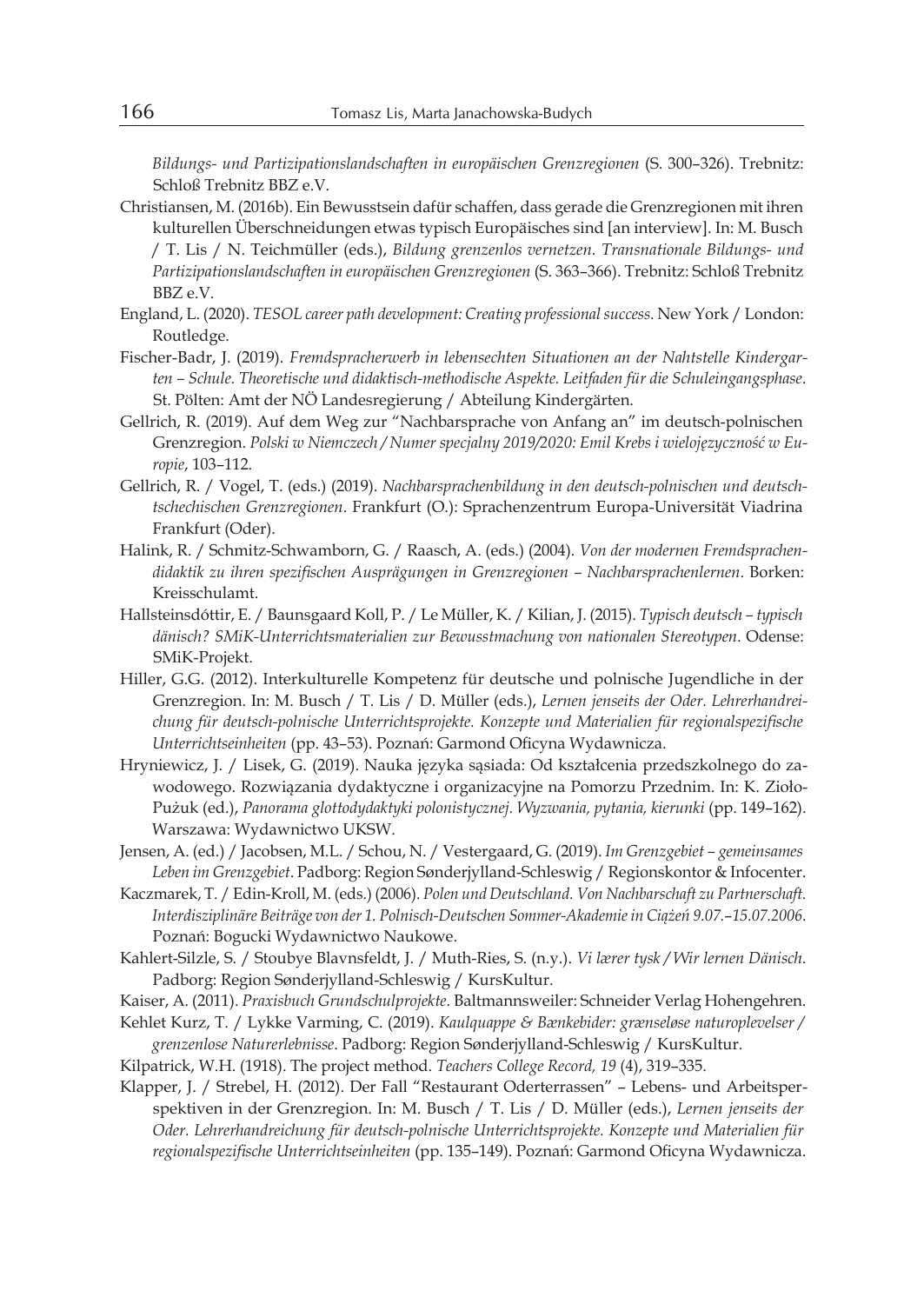*Bildungs- und Partizipationslandschaften in europäischen Grenzregionen* (S. 300–326). Trebnitz: Schloß Trebnitz BBZ e.V.

Christiansen, M. (2016b). Ein Bewusstsein dafür schaffen, dass gerade die Grenzregionen mit ihren kulturellen Überschneidungen etwas typisch Europäisches sind [an interview]. In: M. Busch / T. Lis / N. Teichmüller (eds.), *Bildung grenzenlos vernetzen. Transnationale Bildungs- und Partizipationslandschaften in europäischen Grenzregionen* (S. 363–366). Trebnitz: Schloß Trebnitz BBZ e.V.

England, L. (2020). *TESOL career path development: Creating professional success*. New York / London: Routledge.

Fischer-Badr, J. (2019). *Fremdspracherwerb in lebensechten Situationen an der Nahtstelle Kindergarten – Schule. Theoretische und didaktisch-methodische Aspekte. Leitfaden für die Schuleingangsphase*. St. Pölten: Amt der NÖ Landesregierung / Abteilung Kindergärten.

Gellrich, R. (2019). Auf dem Weg zur "Nachbarsprache von Anfang an" im deutsch-polnischen Grenzregion. *Polski w Niemczech / Numer specjalny 2019/2020: Emil Krebs i wielojęzyczność w Europie*, 103–112.

Gellrich, R. / Vogel, T. (eds.) (2019). *Nachbarsprachenbildung in den deutsch-polnischen und deutsch-tschechischen Grenzregionen*. Frankfurt (O.): Sprachenzentrum Europa-Universität Viadrina Frankfurt (Oder).

Halink, R. / Schmitz-Schwamborn, G. / Raasch, A. (eds.) (2004). *Von der modernen Fremdsprachendidaktik zu ihren spezifischen Ausprägungen in Grenzregionen – Nachbarsprachenlernen*. Borken: Kreisschulamt.

Hallsteinsdóttir, E. / Baunsgaard Koll, P. / Le Müller, K. / Kilian, J. (2015). *Typisch deutsch – typisch dänisch? SMiK-Unterrichtsmaterialien zur Bewusstmachung von nationalen Stereotypen*. Odense: SMiK-Projekt.

Hiller, G.G. (2012). Interkulturelle Kompetenz für deutsche und polnische Jugendliche in der Grenzregion. In: M. Busch / T. Lis / D. Müller (eds.), *Lernen jenseits der Oder. Lehrerhandreichung für deutsch-polnische Unterrichtsprojekte. Konzepte und Materialien für regionalspezifische Unterrichtseinheiten* (pp. 43–53). Poznań: Garmond Oficyna Wydawnicza.

Hryniewicz, J. / Lisek, G. (2019). Nauka języka sąsiada: Od kształcenia przedszkolnego do zawodowego. Rozwiązania dydaktyczne i organizacyjne na Pomorzu Przednim. In: K. Zioło-Pużuk (ed.), *Panorama glottodydaktyki polonistycznej. Wyzwania, pytania, kierunki* (pp. 149–162). Warszawa: Wydawnictwo UKSW.

Jensen, A. (ed.) / Jacobsen, M.L. / Schou, N. / Vestergaard, G. (2019). *Im Grenzgebiet – gemeinsames Leben im Grenzgebiet*. Padborg: Region Sønderjylland-Schleswig / Regionskontor & Infocenter.

Kaczmarek, T. / Edin-Kroll, M. (eds.) (2006). *Polen und Deutschland. Von Nachbarschaft zu Partnerschaft. Interdisziplinäre Beiträge von der 1. Polnisch-Deutschen Sommer-Akademie in Ciążeń 9.07.–15.07.2006*. Poznań: Bogucki Wydawnictwo Naukowe.

Kahlert-Silzle, S. / Stoubye Blavnsfeldt, J. / Muth-Ries, S. (n.y.). *Vi lærer tysk / Wir lernen Dänisch*. Padborg: Region Sønderjylland-Schleswig / KursKultur.

Kaiser, A. (2011). *Praxisbuch Grundschulprojekte*. Baltmannsweiler: Schneider Verlag Hohengehren.

Kehlet Kurz, T. / Lykke Varming, C. (2019). *Kaulquappe & Bænkebider: grænseløse naturoplevelser / grenzenlose Naturerlebnisse*. Padborg: Region Sønderjylland-Schleswig / KursKultur.

Kilpatrick, W.H. (1918). The project method. *Teachers College Record, 19* (4), 319–335.

Klapper, J. / Strebel, H. (2012). Der Fall "Restaurant Oderterrassen" – Lebens- und Arbeitsperspektiven in der Grenzregion. In: M. Busch / T. Lis / D. Müller (eds.), *Lernen jenseits der Oder. Lehrerhandreichung für deutsch-polnische Unterrichtsprojekte. Konzepte und Materialien für regionalspezifische Unterrichtseinheiten* (pp. 135–149). Poznań: Garmond Oficyna Wydawnicza.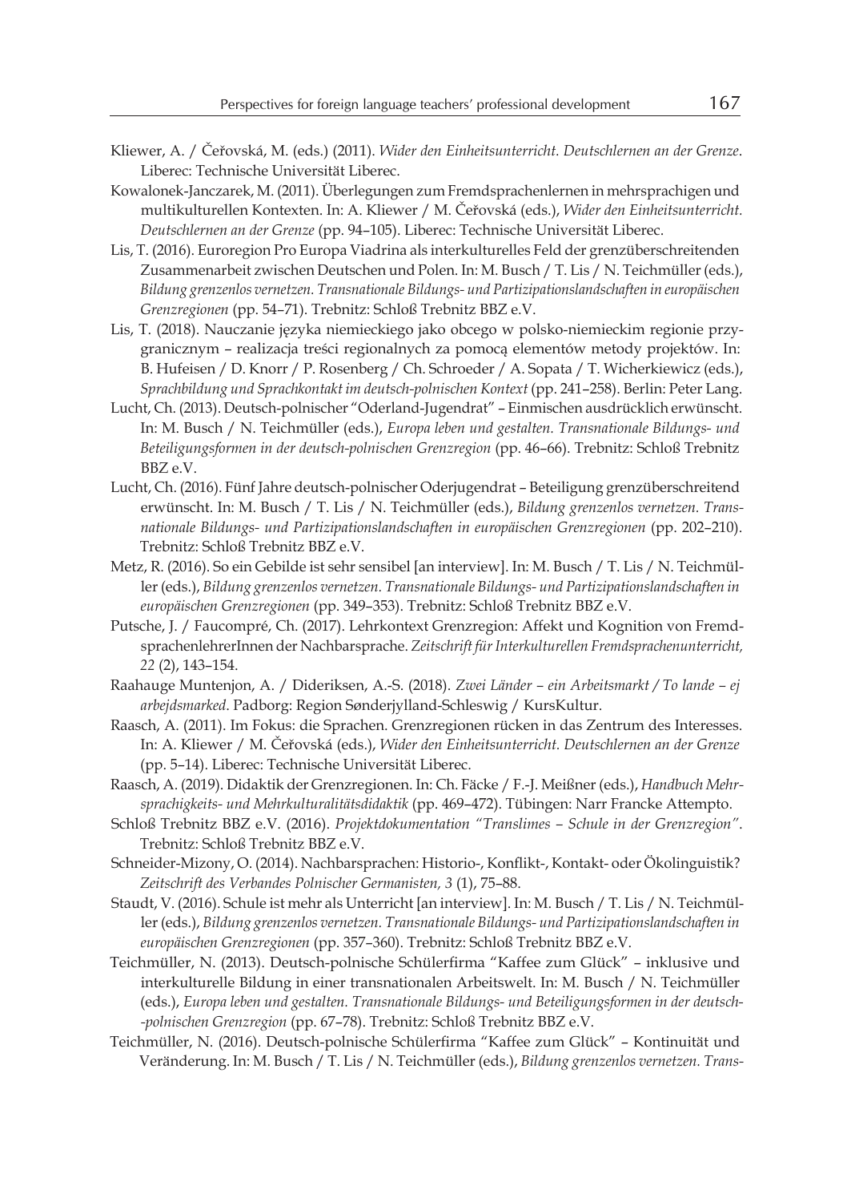Kliewer, A. / Čeřovská, M. (eds.) (2011). *Wider den Einheitsunterricht. Deutschlernen an der Grenze*. Liberec: Technische Universität Liberec.

Kowalonek-Janczarek, M. (2011). Überlegungen zum Fremdsprachenlernen in mehrsprachigen und multikulturellen Kontexten. In: A. Kliewer / M. Čeřovská (eds.), *Wider den Einheitsunterricht. Deutschlernen an der Grenze* (pp. 94–105). Liberec: Technische Universität Liberec.

Lis, T. (2016). Euroregion Pro Europa Viadrina als interkulturelles Feld der grenzüberschreitenden Zusammenarbeit zwischen Deutschen und Polen. In: M. Busch / T. Lis / N. Teichmüller (eds.), *Bildung grenzenlos vernetzen. Transnationale Bildungs- und Partizipationslandschaften in europäischen Grenzregionen* (pp. 54–71). Trebnitz: Schloß Trebnitz BBZ e.V.

Lis, T. (2018). Nauczanie języka niemieckiego jako obcego w polsko-niemieckim regionie przygranicznym – realizacja treści regionalnych za pomocą elementów metody projektów. In: B. Hufeisen / D. Knorr / P. Rosenberg / Ch. Schroeder / A. Sopata / T. Wicherkiewicz (eds.), *Sprachbildung und Sprachkontakt im deutsch-polnischen Kontext* (pp. 241–258). Berlin: Peter Lang.

Lucht, Ch. (2013). Deutsch-polnischer "Oderland-Jugendrat" – Einmischen ausdrücklich erwünscht. In: M. Busch / N. Teichmüller (eds.), *Europa leben und gestalten. Transnationale Bildungs- und Beteiligungsformen in der deutsch-polnischen Grenzregion* (pp. 46–66). Trebnitz: Schloß Trebnitz BBZ e.V.

Lucht, Ch. (2016). Fünf Jahre deutsch-polnischer Oderjugendrat – Beteiligung grenzüberschreitend erwünscht. In: M. Busch / T. Lis / N. Teichmüller (eds.), *Bildung grenzenlos vernetzen. Transnationale Bildungs- und Partizipationslandschaften in europäischen Grenzregionen* (pp. 202–210). Trebnitz: Schloß Trebnitz BBZ e.V.

Metz, R. (2016). So ein Gebilde ist sehr sensibel [an interview]. In: M. Busch / T. Lis / N. Teichmüller (eds.), *Bildung grenzenlos vernetzen. Transnationale Bildungs- und Partizipationslandschaften in europäischen Grenzregionen* (pp. 349–353). Trebnitz: Schloß Trebnitz BBZ e.V.

Putsche, J. / Faucompré, Ch. (2017). Lehrkontext Grenzregion: Affekt und Kognition von FremdsprachenlehrerInnen der Nachbarsprache. *Zeitschrift für Interkulturellen Fremdsprachenunterricht, 22* (2), 143–154.

Raahauge Muntenjon, A. / Dideriksen, A.-S. (2018). *Zwei Länder – ein Arbeitsmarkt / To lande – ej arbejdsmarked*. Padborg: Region Sønderjylland-Schleswig / KursKultur.

Raasch, A. (2011). Im Fokus: die Sprachen. Grenzregionen rücken in das Zentrum des Interesses. In: A. Kliewer / M. Čeřovská (eds.), *Wider den Einheitsunterricht. Deutschlernen an der Grenze* (pp. 5–14). Liberec: Technische Universität Liberec.

Raasch, A. (2019). Didaktik der Grenzregionen. In: Ch. Fäcke / F.-J. Meißner (eds.), *Handbuch Mehrsprachigkeits- und Mehrkulturalitätsdidaktik* (pp. 469–472). Tübingen: Narr Francke Attempto.

Schloß Trebnitz BBZ e.V. (2016). *Projektdokumentation "Translimes – Schule in der Grenzregion"*. Trebnitz: Schloß Trebnitz BBZ e.V.

Schneider-Mizony, O. (2014). Nachbarsprachen: Historio-, Konflikt-, Kontakt- oder Ökolinguistik? *Zeitschrift des Verbandes Polnischer Germanisten, 3* (1), 75–88.

Staudt, V. (2016). Schule ist mehr als Unterricht [an interview]. In: M. Busch / T. Lis / N. Teichmüller (eds.), *Bildung grenzenlos vernetzen. Transnationale Bildungs- und Partizipationslandschaften in europäischen Grenzregionen* (pp. 357–360). Trebnitz: Schloß Trebnitz BBZ e.V.

Teichmüller, N. (2013). Deutsch-polnische Schülerfirma "Kaffee zum Glück" – inklusive und interkulturelle Bildung in einer transnationalen Arbeitswelt. In: M. Busch / N. Teichmüller (eds.), *Europa leben und gestalten. Transnationale Bildungs- und Beteiligungsformen in der deutsch-polnischen Grenzregion* (pp. 67–78). Trebnitz: Schloß Trebnitz BBZ e.V.

Teichmüller, N. (2016). Deutsch-polnische Schülerfirma "Kaffee zum Glück" – Kontinuität und Veränderung. In: M. Busch / T. Lis / N. Teichmüller (eds.), *Bildung grenzenlos vernetzen. Trans-*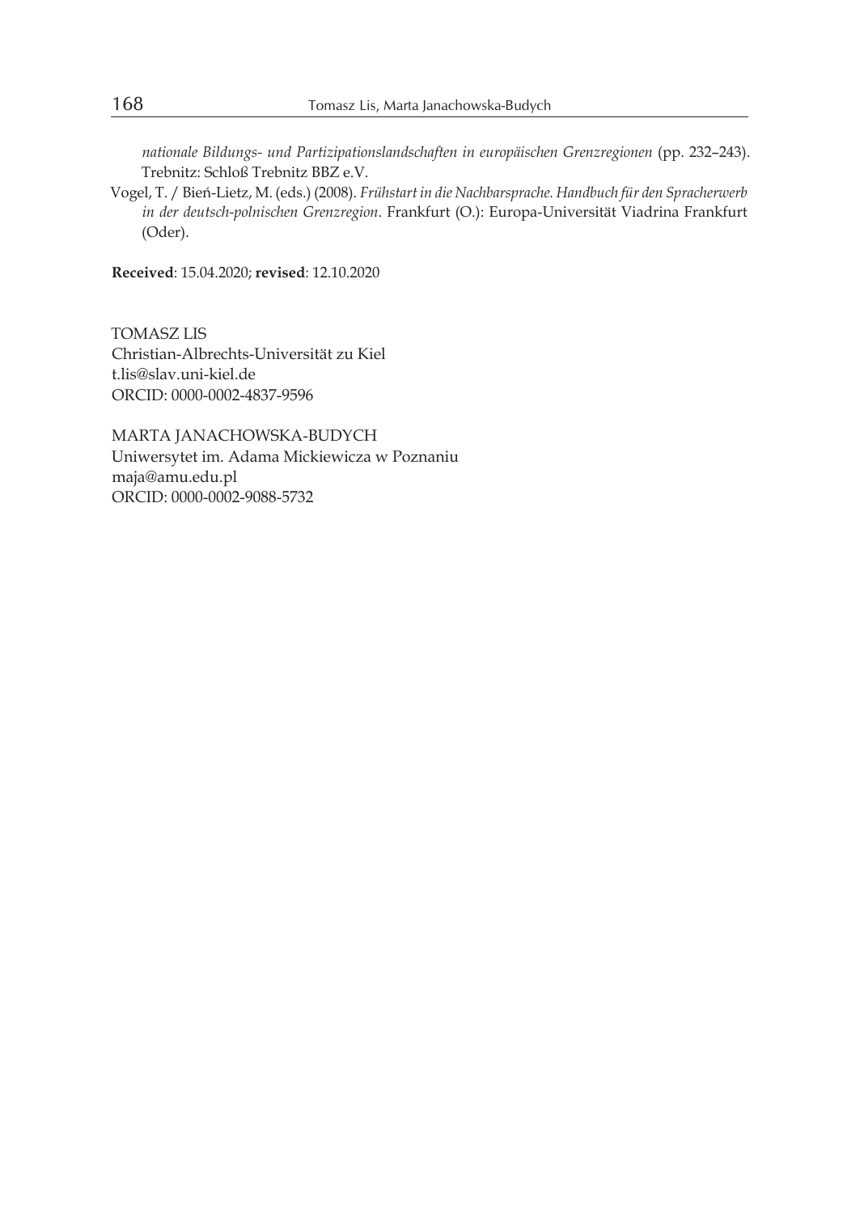*nationale Bildungs- und Partizipationslandschaften in europäischen Grenzregionen* (pp. 232–243). Trebnitz: Schloß Trebnitz BBZ e.V.

Vogel, T. / Bień-Lietz, M. (eds.) (2008). *Frühstart in die Nachbarsprache. Handbuch für den Spracherwerb in der deutsch-polnischen Grenzregion*. Frankfurt (O.): Europa-Universität Viadrina Frankfurt (Oder).

**Received**: 15.04.2020; **revised**: 12.10.2020

TOMASZ LIS
Christian-Albrechts-Universität zu Kiel
t.lis@slav.uni-kiel.de
ORCID: 0000-0002-4837-9596

MARTA JANACHOWSKA-BUDYCH
Uniwersytet im. Adama Mickiewicza w Poznaniu
maja@amu.edu.pl
ORCID: 0000-0002-9088-5732